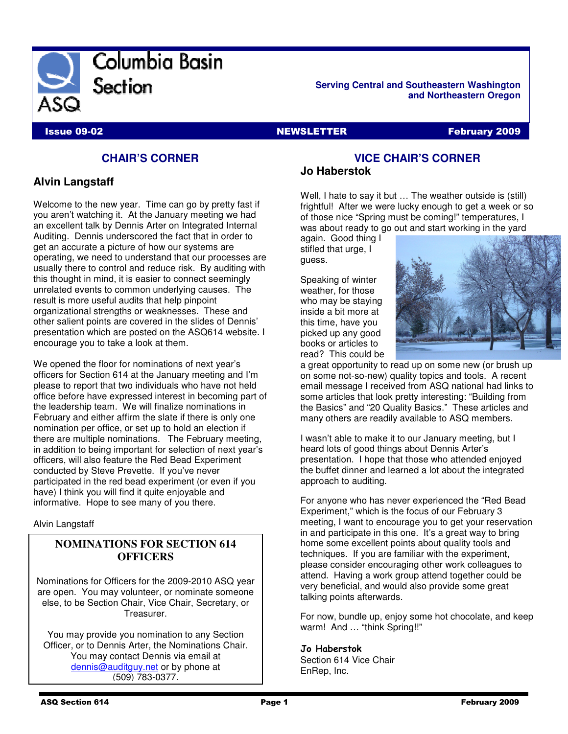# Columbia Basin Section

**Serving Central and Southeastern Washington and Northeastern Oregon**

**Issue 09-02** | **NEWSLETTER** | **February 2009**

## CHAIR'S CORNER

### Alvin Langstaff

Welcome to the new year. Time can go by pretty fast if you aren't watching it. At the January meeting we had an excellent talk by Dennis Arter on Integrated Internal Auditing. Dennis underscored the fact that in order to get an accurate a picture of how our systems are operating, we need to understand that our processes are usually there to control and reduce risk. By auditing with this thought in mind, it is easier to connect seemingly unrelated events to common underlying causes. The result is more useful audits that help pinpoint organizational strengths or weaknesses. These and other salient points are covered in the slides of Dennis' presentation which are posted on the ASQ614 website. I encourage you to take a look at them.

We opened the floor for nominations of next year's officers for Section 614 at the January meeting and I'm please to report that two individuals who have not held office before have expressed interest in becoming part of the leadership team. We will finalize nominations in February and either affirm the slate if there is only one nomination per office, or set up to hold an election if there are multiple nominations. The February meeting, in addition to being important for selection of next year's officers, will also feature the Red Bead Experiment conducted by Steve Prevette. If you've never participated in the red bead experiment (or even if you have) I think you will find it quite enjoyable and informative. Hope to see many of you there.

Alvin Langstaff

### NOMINATIONS FOR SECTION 614 OFFICERS

Nominations for Officers for the 2009-2010 ASQ year are open. You may volunteer, or nominate someone else, to be Section Chair, Vice Chair, Secretary, or Treasurer.

You may provide you nomination to any Section Officer, or to Dennis Arter, the Nominations Chair. You may contact Dennis via email at dennis@auditguy.net or by phone at (509) 783-0377.

## VICE CHAIR'S CORNER

### Jo Haberstok

Well, I hate to say it but … The weather outside is (still) frightful! After we were lucky enough to get a week or so of those nice "Spring must be coming!" temperatures, I was about ready to go out and start working in the yard again. Good thing I stifled that urge, I guess.

Speaking of winter weather, for those who may be staying inside a bit more at this time, have you picked up any good books or articles to read? This could be a great opportunity to read up on some new (or brush up on some not-so-new) quality topics and tools. A recent email message I received from ASQ national had links to some articles that look pretty interesting: "Building from the Basics" and "20 Quality Basics." These articles and many others are readily available to ASQ members.

I wasn't able to make it to our January meeting, but I heard lots of good things about Dennis Arter's presentation. I hope that those who attended enjoyed the buffet dinner and learned a lot about the integrated approach to auditing.

For anyone who has never experienced the "Red Bead Experiment," which is the focus of our February 3 meeting, I want to encourage you to get your reservation in and participate in this one. It's a great way to bring home some excellent points about quality tools and techniques. If you are familiar with the experiment, please consider encouraging other work colleagues to attend. Having a work group attend together could be very beneficial, and would also provide some great talking points afterwards.

For now, bundle up, enjoy some hot chocolate, and keep warm! And … "think Spring!!"

**Jo Haberstok**
Section 614 Vice Chair
EnRep, Inc.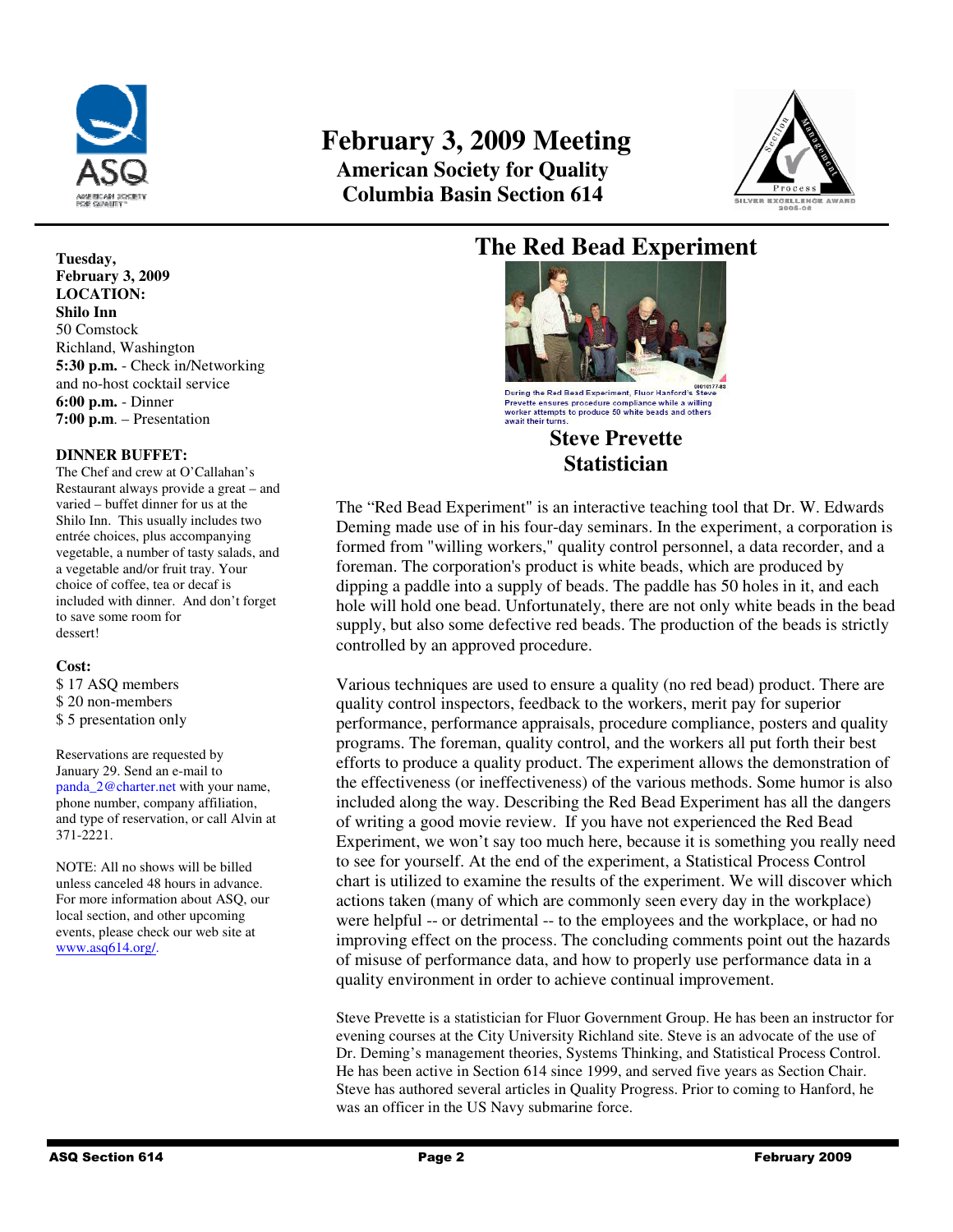# February 3, 2009 Meeting

## American Society for Quality
## Columbia Basin Section 614

**Tuesday, February 3, 2009**
**LOCATION:**
**Shilo Inn**
50 Comstock
Richland, Washington
**5:30 p.m.** - Check in/Networking and no-host cocktail service
**6:00 p.m.** - Dinner
**7:00 p.m**. – Presentation

**DINNER BUFFET:**
The Chef and crew at O'Callahan's Restaurant always provide a great – and varied – buffet dinner for us at the Shilo Inn. This usually includes two entrée choices, plus accompanying vegetable, a number of tasty salads, and a vegetable and/or fruit tray. Your choice of coffee, tea or decaf is included with dinner. And don't forget to save some room for dessert!

**Cost:**
$ 17 ASQ members
$ 20 non-members
$ 5 presentation only

Reservations are requested by January 29. Send an e-mail to panda_2@charter.net with your name, phone number, company affiliation, and type of reservation, or call Alvin at 371-2221.

NOTE: All no shows will be billed unless canceled 48 hours in advance. For more information about ASQ, our local section, and other upcoming events, please check our web site at www.asq614.org/.

# The Red Bead Experiment

During the Red Bead Experiment, Fluor Hanford's Steve Prevette ensures procedure compliance while a willing worker attempts to produce 50 white beads and others await their turns.

## Steve Prevette
## Statistician

The "Red Bead Experiment" is an interactive teaching tool that Dr. W. Edwards Deming made use of in his four-day seminars. In the experiment, a corporation is formed from "willing workers," quality control personnel, a data recorder, and a foreman. The corporation's product is white beads, which are produced by dipping a paddle into a supply of beads. The paddle has 50 holes in it, and each hole will hold one bead. Unfortunately, there are not only white beads in the bead supply, but also some defective red beads. The production of the beads is strictly controlled by an approved procedure.

Various techniques are used to ensure a quality (no red bead) product. There are quality control inspectors, feedback to the workers, merit pay for superior performance, performance appraisals, procedure compliance, posters and quality programs. The foreman, quality control, and the workers all put forth their best efforts to produce a quality product. The experiment allows the demonstration of the effectiveness (or ineffectiveness) of the various methods. Some humor is also included along the way. Describing the Red Bead Experiment has all the dangers of writing a good movie review. If you have not experienced the Red Bead Experiment, we won't say too much here, because it is something you really need to see for yourself. At the end of the experiment, a Statistical Process Control chart is utilized to examine the results of the experiment. We will discover which actions taken (many of which are commonly seen every day in the workplace) were helpful -- or detrimental -- to the employees and the workplace, or had no improving effect on the process. The concluding comments point out the hazards of misuse of performance data, and how to properly use performance data in a quality environment in order to achieve continual improvement.

Steve Prevette is a statistician for Fluor Government Group. He has been an instructor for evening courses at the City University Richland site. Steve is an advocate of the use of Dr. Deming's management theories, Systems Thinking, and Statistical Process Control. He has been active in Section 614 since 1999, and served five years as Section Chair. Steve has authored several articles in Quality Progress. Prior to coming to Hanford, he was an officer in the US Navy submarine force.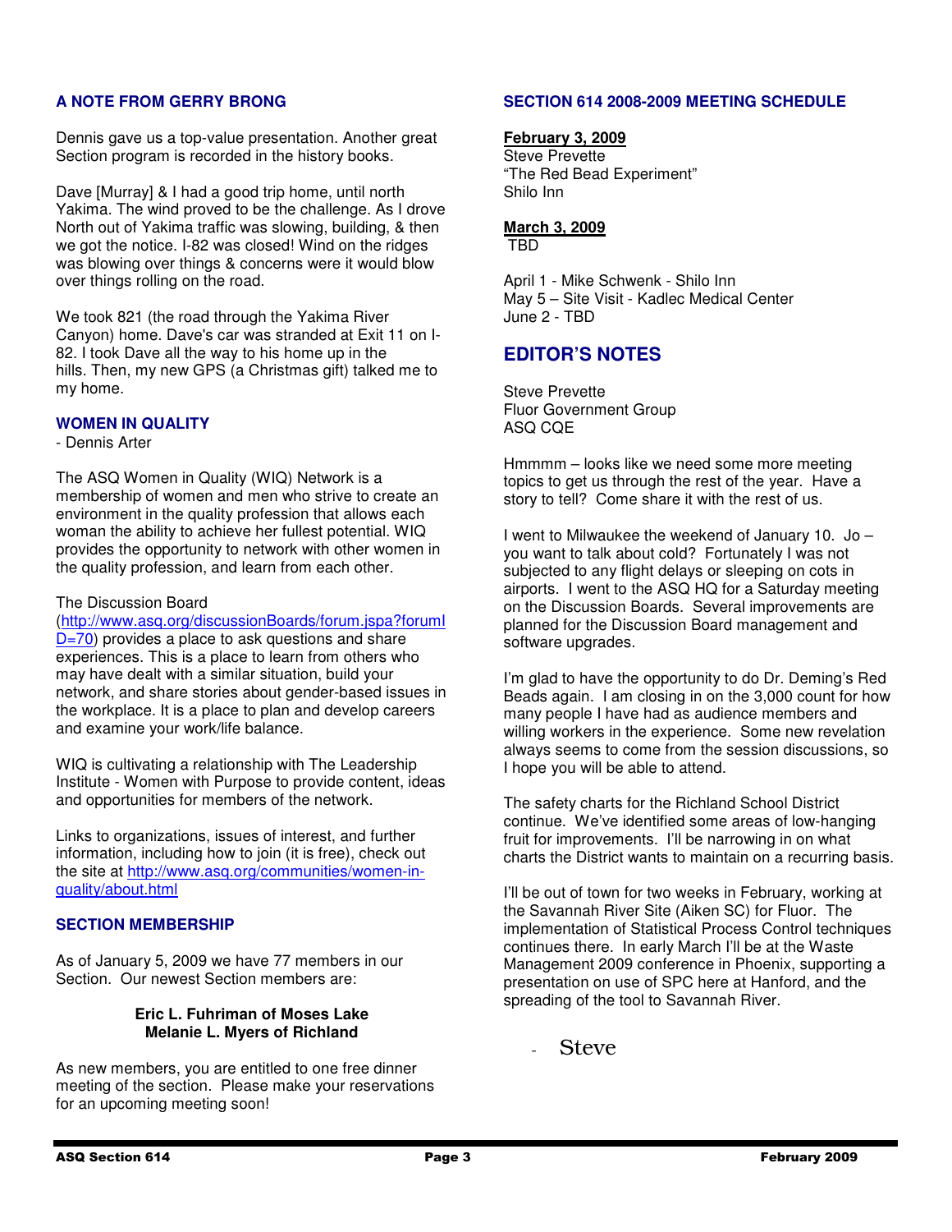## A NOTE FROM GERRY BRONG

Dennis gave us a top-value presentation. Another great Section program is recorded in the history books.

Dave [Murray] & I had a good trip home, until north Yakima. The wind proved to be the challenge. As I drove North out of Yakima traffic was slowing, building, & then we got the notice. I-82 was closed! Wind on the ridges was blowing over things & concerns were it would blow over things rolling on the road.

We took 821 (the road through the Yakima River Canyon) home. Dave's car was stranded at Exit 11 on I-82. I took Dave all the way to his home up in the hills. Then, my new GPS (a Christmas gift) talked me to my home.

## WOMEN IN QUALITY

- Dennis Arter

The ASQ Women in Quality (WIQ) Network is a membership of women and men who strive to create an environment in the quality profession that allows each woman the ability to achieve her fullest potential. WIQ provides the opportunity to network with other women in the quality profession, and learn from each other.

The Discussion Board (http://www.asq.org/discussionBoards/forum.jspa?forumID=70) provides a place to ask questions and share experiences. This is a place to learn from others who may have dealt with a similar situation, build your network, and share stories about gender-based issues in the workplace. It is a place to plan and develop careers and examine your work/life balance.

WIQ is cultivating a relationship with The Leadership Institute - Women with Purpose to provide content, ideas and opportunities for members of the network.

Links to organizations, issues of interest, and further information, including how to join (it is free), check out the site at http://www.asq.org/communities/women-in-quality/about.html

## SECTION MEMBERSHIP

As of January 5, 2009 we have 77 members in our Section. Our newest Section members are:

**Eric L. Fuhriman of Moses Lake**
**Melanie L. Myers of Richland**

As new members, you are entitled to one free dinner meeting of the section. Please make your reservations for an upcoming meeting soon!

## SECTION 614 2008-2009 MEETING SCHEDULE

**February 3, 2009**
Steve Prevette
"The Red Bead Experiment"
Shilo Inn

**March 3, 2009**
TBD

April 1 - Mike Schwenk - Shilo Inn
May 5 – Site Visit - Kadlec Medical Center
June 2 - TBD

## EDITOR'S NOTES

Steve Prevette
Fluor Government Group
ASQ CQE

Hmmmm – looks like we need some more meeting topics to get us through the rest of the year. Have a story to tell? Come share it with the rest of us.

I went to Milwaukee the weekend of January 10. Jo – you want to talk about cold? Fortunately I was not subjected to any flight delays or sleeping on cots in airports. I went to the ASQ HQ for a Saturday meeting on the Discussion Boards. Several improvements are planned for the Discussion Board management and software upgrades.

I'm glad to have the opportunity to do Dr. Deming's Red Beads again. I am closing in on the 3,000 count for how many people I have had as audience members and willing workers in the experience. Some new revelation always seems to come from the session discussions, so I hope you will be able to attend.

The safety charts for the Richland School District continue. We've identified some areas of low-hanging fruit for improvements. I'll be narrowing in on what charts the District wants to maintain on a recurring basis.

I'll be out of town for two weeks in February, working at the Savannah River Site (Aiken SC) for Fluor. The implementation of Statistical Process Control techniques continues there. In early March I'll be at the Waste Management 2009 conference in Phoenix, supporting a presentation on use of SPC here at Hanford, and the spreading of the tool to Savannah River.

- Steve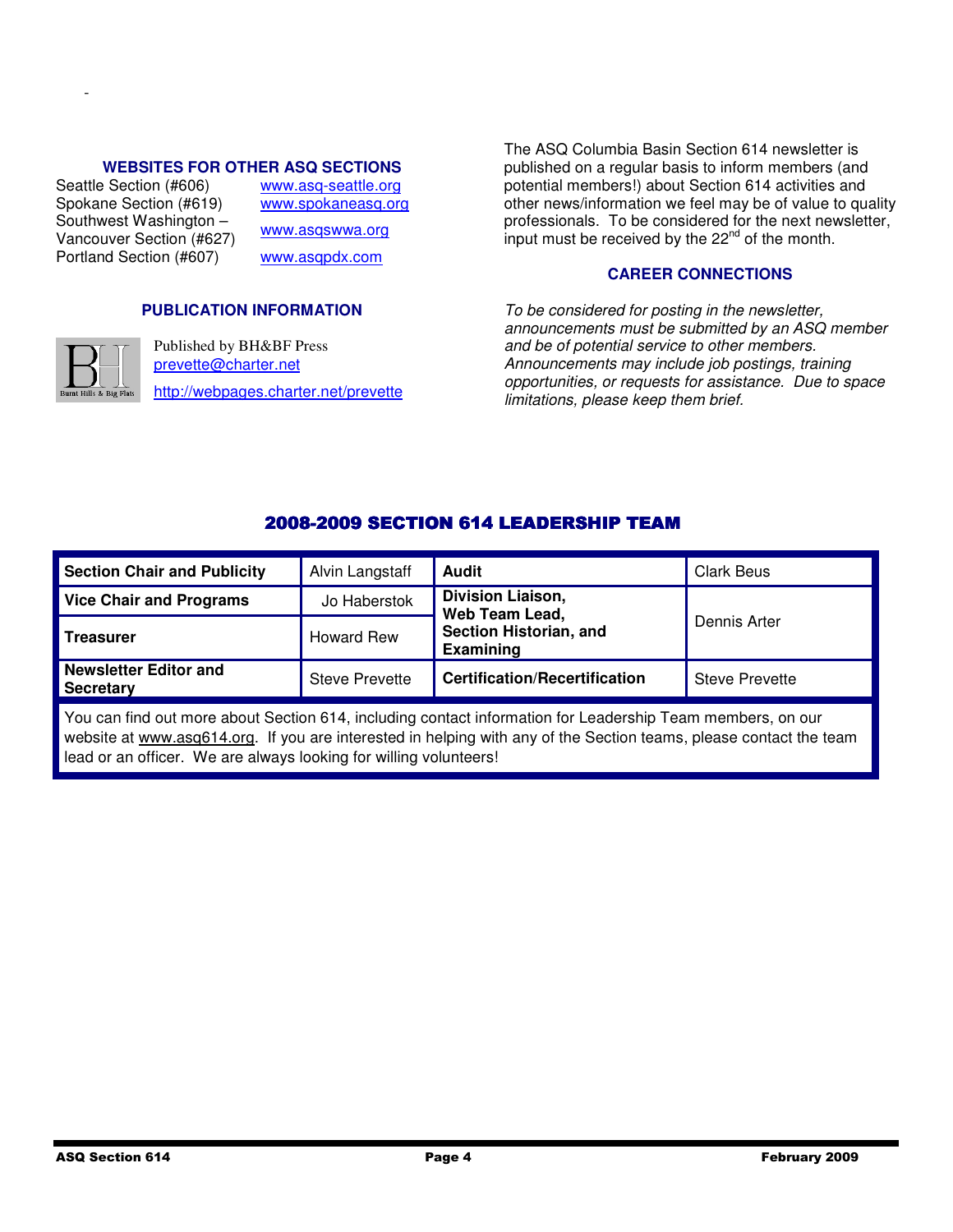## WEBSITES FOR OTHER ASQ SECTIONS

| | |
|---|---|
| Seattle Section (#606) | www.asq-seattle.org |
| Spokane Section (#619) | www.spokaneasq.org |
| Southwest Washington – Vancouver Section (#627) | www.asqswwa.org |
| Portland Section (#607) | www.asqpdx.com |

## PUBLICATION INFORMATION

Published by BH&BF Press
prevette@charter.net
http://webpages.charter.net/prevette

The ASQ Columbia Basin Section 614 newsletter is published on a regular basis to inform members (and potential members!) about Section 614 activities and other news/information we feel may be of value to quality professionals. To be considered for the next newsletter, input must be received by the 22nd of the month.

## CAREER CONNECTIONS

*To be considered for posting in the newsletter, announcements must be submitted by an ASQ member and be of potential service to other members. Announcements may include job postings, training opportunities, or requests for assistance. Due to space limitations, please keep them brief.*

## 2008-2009 SECTION 614 LEADERSHIP TEAM

| | | | |
|---|---|---|---|
| **Section Chair and Publicity** | Alvin Langstaff | **Audit** | Clark Beus |
| **Vice Chair and Programs** | Jo Haberstok | **Division Liaison, Web Team Lead, Section Historian, and Examining** | Dennis Arter |
| **Treasurer** | Howard Rew | | |
| **Newsletter Editor and Secretary** | Steve Prevette | **Certification/Recertification** | Steve Prevette |

You can find out more about Section 614, including contact information for Leadership Team members, on our website at www.asq614.org. If you are interested in helping with any of the Section teams, please contact the team lead or an officer. We are always looking for willing volunteers!